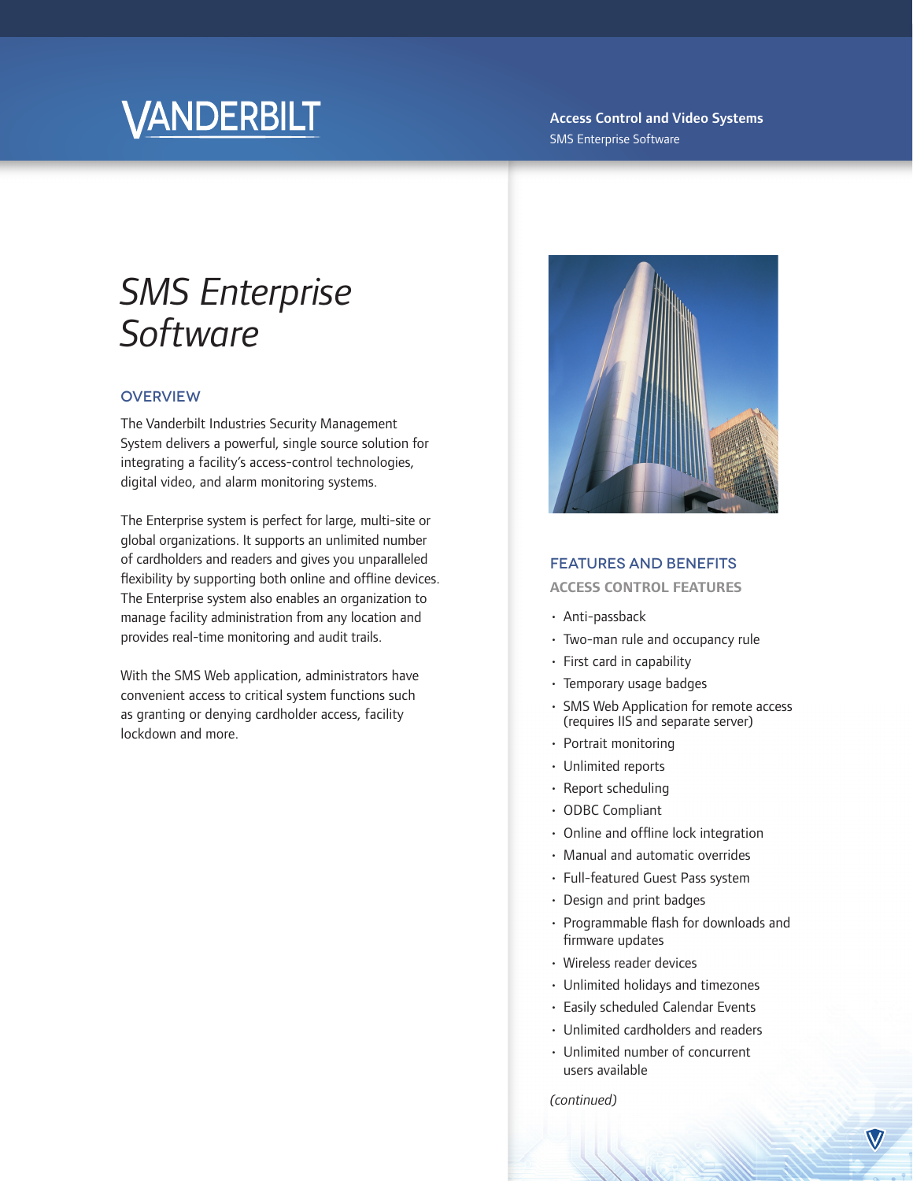# SMS Enterprise Software

## OVERVIEW

The Vanderbilt Industries Security Management System delivers a powerful, single source solution for integrating a facility's access-control technologies, digital video, and alarm monitoring systems.

The Enterprise system is perfect for large, multi-site or global organizations. It supports an unlimited number of cardholders and readers and gives you unparalleled flexibility by supporting both online and offline devices. The Enterprise system also enables an organization to manage facility administration from any location and provides real-time monitoring and audit trails.

With the SMS Web application, administrators have convenient access to critical system functions such as granting or denying cardholder access, facility lockdown and more.

## FEATURES AND BENEFITS

### ACCESS CONTROL FEATURES

- Anti-passback
- Two-man rule and occupancy rule
- First card in capability
- Temporary usage badges
- SMS Web Application for remote access (requires IIS and separate server)
- Portrait monitoring
- Unlimited reports
- Report scheduling
- ODBC Compliant
- Online and offline lock integration
- Manual and automatic overrides
- Full-featured Guest Pass system
- Design and print badges
- Programmable flash for downloads and firmware updates
- Wireless reader devices
- Unlimited holidays and timezones
- Easily scheduled Calendar Events
- Unlimited cardholders and readers
- Unlimited number of concurrent users available

*(continued)*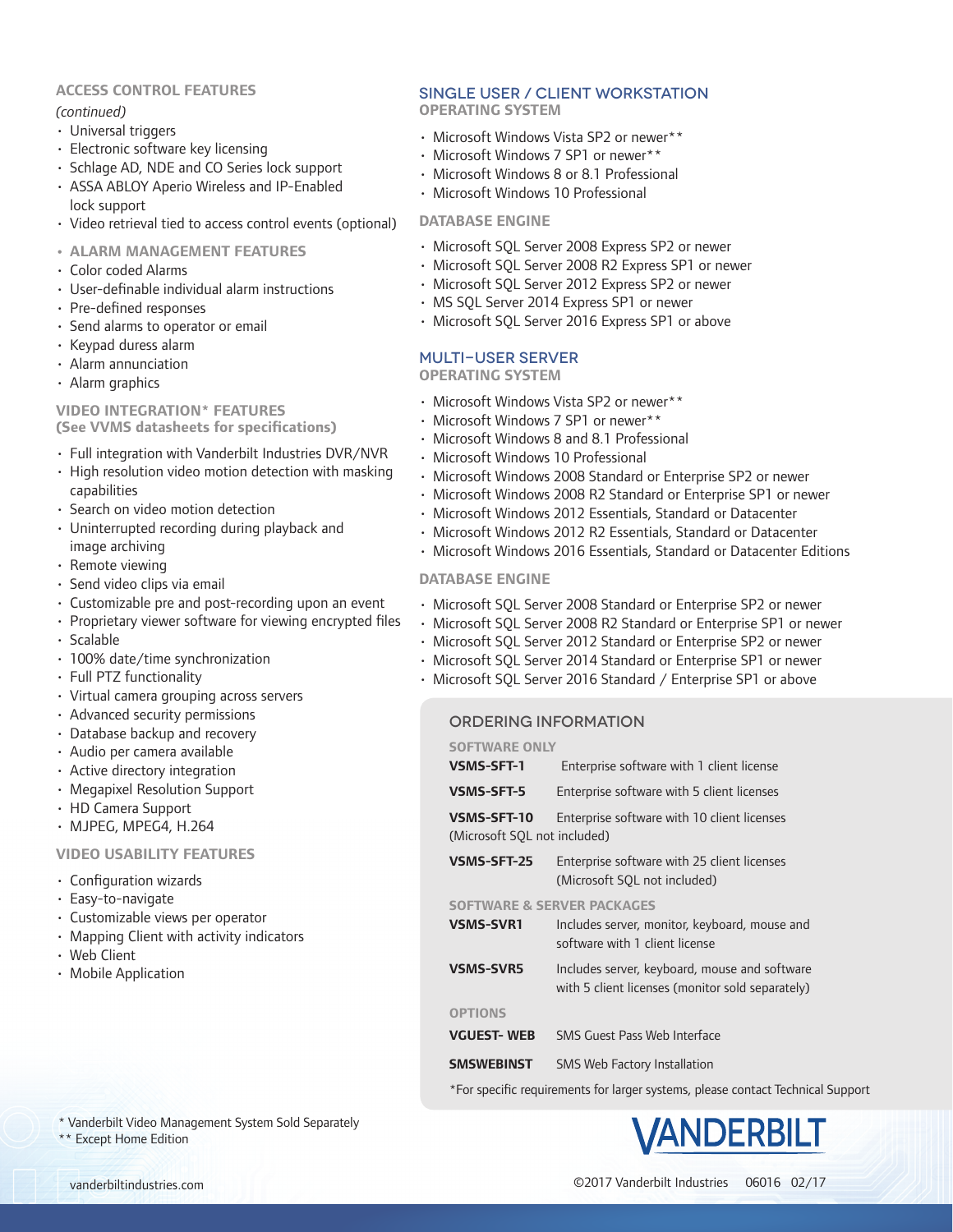### ACCESS CONTROL FEATURES

*(continued)*

- Universal triggers
- Electronic software key licensing
- Schlage AD, NDE and CO Series lock support
- ASSA ABLOY Aperio Wireless and IP-Enabled lock support
- Video retrieval tied to access control events (optional)

### ALARM MANAGEMENT FEATURES

- Color coded Alarms
- User-definable individual alarm instructions
- Pre-defined responses
- Send alarms to operator or email
- Keypad duress alarm
- Alarm annunciation
- Alarm graphics

### VIDEO INTEGRATION* FEATURES
**(See VVMS datasheets for specifications)**

- Full integration with Vanderbilt Industries DVR/NVR
- High resolution video motion detection with masking capabilities
- Search on video motion detection
- Uninterrupted recording during playback and image archiving
- Remote viewing
- Send video clips via email
- Customizable pre and post-recording upon an event
- Proprietary viewer software for viewing encrypted files
- Scalable
- 100% date/time synchronization
- Full PTZ functionality
- Virtual camera grouping across servers
- Advanced security permissions
- Database backup and recovery
- Audio per camera available
- Active directory integration
- Megapixel Resolution Support
- HD Camera Support
- MJPEG, MPEG4, H.264

### VIDEO USABILITY FEATURES

- Configuration wizards
- Easy-to-navigate
- Customizable views per operator
- Mapping Client with activity indicators
- Web Client
- Mobile Application

## SINGLE USER / CLIENT WORKSTATION

### OPERATING SYSTEM

- Microsoft Windows Vista SP2 or newer**
- Microsoft Windows 7 SP1 or newer**
- Microsoft Windows 8 or 8.1 Professional
- Microsoft Windows 10 Professional

### DATABASE ENGINE

- Microsoft SQL Server 2008 Express SP2 or newer
- Microsoft SQL Server 2008 R2 Express SP1 or newer
- Microsoft SQL Server 2012 Express SP2 or newer
- MS SQL Server 2014 Express SP1 or newer
- Microsoft SQL Server 2016 Express SP1 or above

## MULTI-USER SERVER

### OPERATING SYSTEM

- Microsoft Windows Vista SP2 or newer**
- Microsoft Windows 7 SP1 or newer**
- Microsoft Windows 8 and 8.1 Professional
- Microsoft Windows 10 Professional
- Microsoft Windows 2008 Standard or Enterprise SP2 or newer
- Microsoft Windows 2008 R2 Standard or Enterprise SP1 or newer
- Microsoft Windows 2012 Essentials, Standard or Datacenter
- Microsoft Windows 2012 R2 Essentials, Standard or Datacenter
- Microsoft Windows 2016 Essentials, Standard or Datacenter Editions

### DATABASE ENGINE

- Microsoft SQL Server 2008 Standard or Enterprise SP2 or newer
- Microsoft SQL Server 2008 R2 Standard or Enterprise SP1 or newer
- Microsoft SQL Server 2012 Standard or Enterprise SP2 or newer
- Microsoft SQL Server 2014 Standard or Enterprise SP1 or newer
- Microsoft SQL Server 2016 Standard / Enterprise SP1 or above

## ORDERING INFORMATION

| | |
|---|---|
| **SOFTWARE ONLY** | |
| **VSMS-SFT-1** | Enterprise software with 1 client license |
| **VSMS-SFT-5** | Enterprise software with 5 client licenses |
| **VSMS-SFT-10** | Enterprise software with 10 client licenses (Microsoft SQL not included) |
| **VSMS-SFT-25** | Enterprise software with 25 client licenses (Microsoft SQL not included) |
| **SOFTWARE & SERVER PACKAGES** | |
| **VSMS-SVR1** | Includes server, monitor, keyboard, mouse and software with 1 client license |
| **VSMS-SVR5** | Includes server, keyboard, mouse and software with 5 client licenses (monitor sold separately) |
| **OPTIONS** | |
| **VGUEST- WEB** | SMS Guest Pass Web Interface |
| **SMSWEBINST** | SMS Web Factory Installation |

*For specific requirements for larger systems, please contact Technical Support

\* Vanderbilt Video Management System Sold Separately
** Except Home Edition

VANDERBILT

vanderbiltindustries.com

©2017 Vanderbilt Industries 06016 02/17